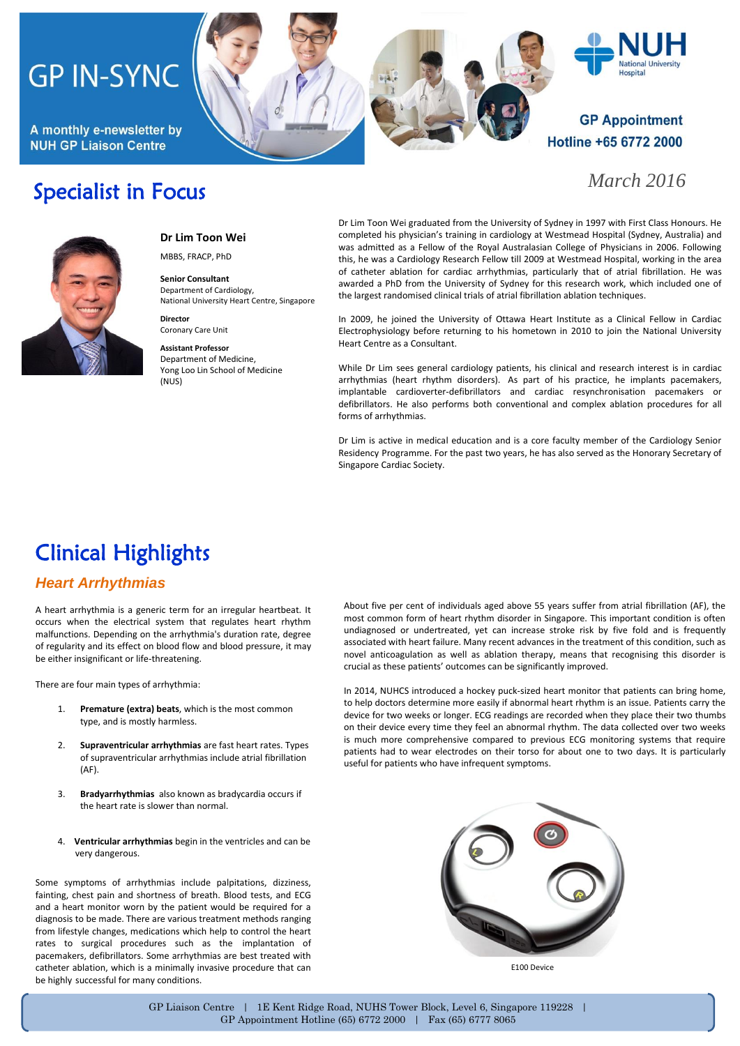# GP IN-SYNC

A monthly e-newsletter by NUH GP Liaison Centre

GP Appointment Hotline +65 6772 2000

*March 2016*

## Specialist in Focus

**Dr Lim Toon Wei**

MBBS, FRACP, PhD

**Senior Consultant**
Department of Cardiology,
National University Heart Centre, Singapore

**Director**
Coronary Care Unit

**Assistant Professor**
Department of Medicine,
Yong Loo Lin School of Medicine
(NUS)

Dr Lim Toon Wei graduated from the University of Sydney in 1997 with First Class Honours. He completed his physician's training in cardiology at Westmead Hospital (Sydney, Australia) and was admitted as a Fellow of the Royal Australasian College of Physicians in 2006. Following this, he was a Cardiology Research Fellow till 2009 at Westmead Hospital, working in the area of catheter ablation for cardiac arrhythmias, particularly that of atrial fibrillation. He was awarded a PhD from the University of Sydney for this research work, which included one of the largest randomised clinical trials of atrial fibrillation ablation techniques.

In 2009, he joined the University of Ottawa Heart Institute as a Clinical Fellow in Cardiac Electrophysiology before returning to his hometown in 2010 to join the National University Heart Centre as a Consultant.

While Dr Lim sees general cardiology patients, his clinical and research interest is in cardiac arrhythmias (heart rhythm disorders). As part of his practice, he implants pacemakers, implantable cardioverter-defibrillators and cardiac resynchronisation pacemakers or defibrillators. He also performs both conventional and complex ablation procedures for all forms of arrhythmias.

Dr Lim is active in medical education and is a core faculty member of the Cardiology Senior Residency Programme. For the past two years, he has also served as the Honorary Secretary of Singapore Cardiac Society.

## Clinical Highlights

### *Heart Arrhythmias*

A heart arrhythmia is a generic term for an irregular heartbeat. It occurs when the electrical system that regulates heart rhythm malfunctions. Depending on the arrhythmia's duration rate, degree of regularity and its effect on blood flow and blood pressure, it may be either insignificant or life-threatening.

There are four main types of arrhythmia:

1. **Premature (extra) beats**, which is the most common type, and is mostly harmless.
2. **Supraventricular arrhythmias** are fast heart rates. Types of supraventricular arrhythmias include atrial fibrillation (AF).
3. **Bradyarrhythmias** also known as bradycardia occurs if the heart rate is slower than normal.
4. **Ventricular arrhythmias** begin in the ventricles and can be very dangerous.

Some symptoms of arrhythmias include palpitations, dizziness, fainting, chest pain and shortness of breath. Blood tests, and ECG and a heart monitor worn by the patient would be required for a diagnosis to be made. There are various treatment methods ranging from lifestyle changes, medications which help to control the heart rates to surgical procedures such as the implantation of pacemakers, defibrillators. Some arrhythmias are best treated with catheter ablation, which is a minimally invasive procedure that can be highly successful for many conditions.

About five per cent of individuals aged above 55 years suffer from atrial fibrillation (AF), the most common form of heart rhythm disorder in Singapore. This important condition is often undiagnosed or undertreated, yet can increase stroke risk by five fold and is frequently associated with heart failure. Many recent advances in the treatment of this condition, such as novel anticoagulation as well as ablation therapy, means that recognising this disorder is crucial as these patients' outcomes can be significantly improved.

In 2014, NUHCS introduced a hockey puck-sized heart monitor that patients can bring home, to help doctors determine more easily if abnormal heart rhythm is an issue. Patients carry the device for two weeks or longer. ECG readings are recorded when they place their two thumbs on their device every time they feel an abnormal rhythm. The data collected over two weeks is much more comprehensive compared to previous ECG monitoring systems that require patients had to wear electrodes on their torso for about one to two days. It is particularly useful for patients who have infrequent symptoms.

E100 Device

GP Liaison Centre | 1E Kent Ridge Road, NUHS Tower Block, Level 6, Singapore 119228 |
GP Appointment Hotline (65) 6772 2000 | Fax (65) 6777 8065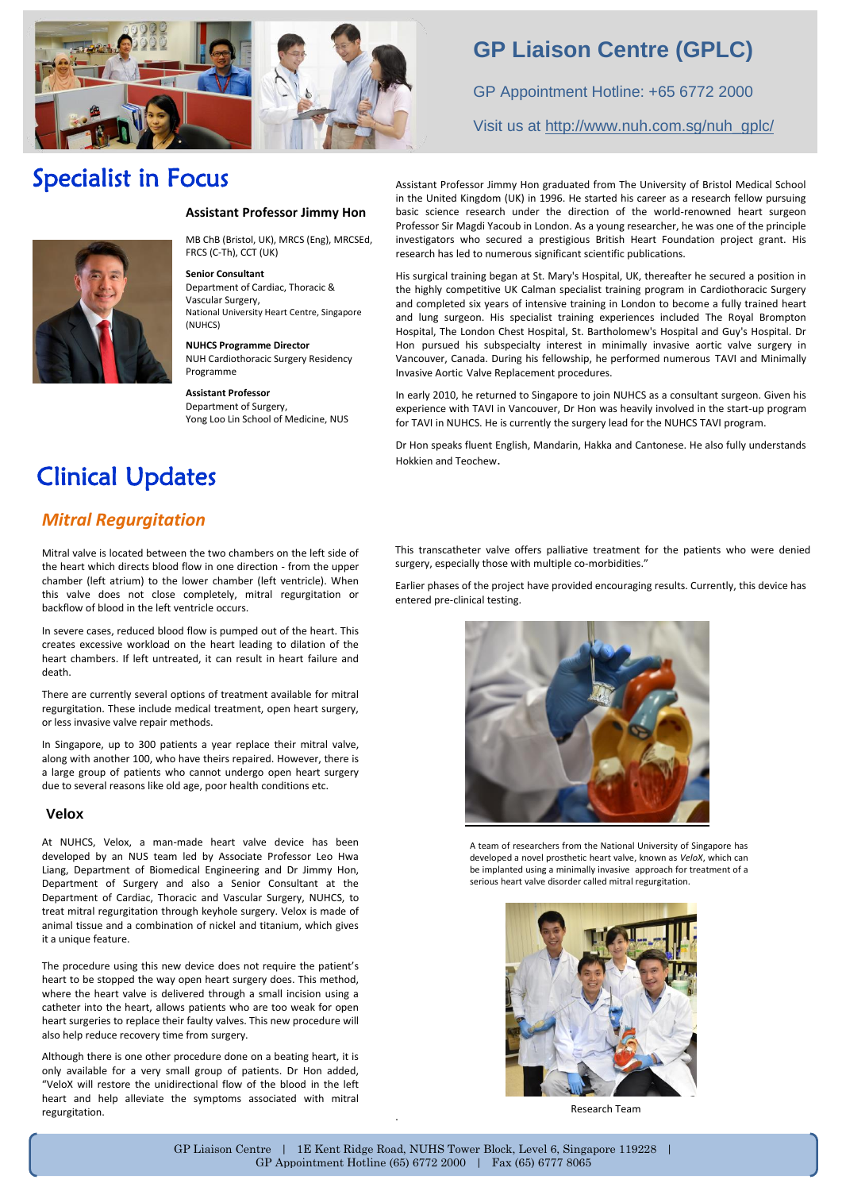# GP Liaison Centre (GPLC)

GP Appointment Hotline: +65 6772 2000

Visit us at http://www.nuh.com.sg/nuh_gplc/

# Specialist in Focus

**Assistant Professor Jimmy Hon**

MB ChB (Bristol, UK), MRCS (Eng), MRCSEd, FRCS (C-Th), CCT (UK)

**Senior Consultant**
Department of Cardiac, Thoracic & Vascular Surgery,
National University Heart Centre, Singapore (NUHCS)

**NUHCS Programme Director**
NUH Cardiothoracic Surgery Residency Programme

**Assistant Professor**
Department of Surgery,
Yong Loo Lin School of Medicine, NUS

Assistant Professor Jimmy Hon graduated from The University of Bristol Medical School in the United Kingdom (UK) in 1996. He started his career as a research fellow pursuing basic science research under the direction of the world-renowned heart surgeon Professor Sir Magdi Yacoub in London. As a young researcher, he was one of the principle investigators who secured a prestigious British Heart Foundation project grant. His research has led to numerous significant scientific publications.

His surgical training began at St. Mary's Hospital, UK, thereafter he secured a position in the highly competitive UK Calman specialist training program in Cardiothoracic Surgery and completed six years of intensive training in London to become a fully trained heart and lung surgeon. His specialist training experiences included The Royal Brompton Hospital, The London Chest Hospital, St. Bartholomew's Hospital and Guy's Hospital. Dr Hon pursued his subspecialty interest in minimally invasive aortic valve surgery in Vancouver, Canada. During his fellowship, he performed numerous TAVI and Minimally Invasive Aortic Valve Replacement procedures.

In early 2010, he returned to Singapore to join NUHCS as a consultant surgeon. Given his experience with TAVI in Vancouver, Dr Hon was heavily involved in the start-up program for TAVI in NUHCS. He is currently the surgery lead for the NUHCS TAVI program.

Dr Hon speaks fluent English, Mandarin, Hakka and Cantonese. He also fully understands Hokkien and Teochew.

# Clinical Updates

## *Mitral Regurgitation*

Mitral valve is located between the two chambers on the left side of the heart which directs blood flow in one direction - from the upper chamber (left atrium) to the lower chamber (left ventricle). When this valve does not close completely, mitral regurgitation or backflow of blood in the left ventricle occurs.

In severe cases, reduced blood flow is pumped out of the heart. This creates excessive workload on the heart leading to dilation of the heart chambers. If left untreated, it can result in heart failure and death.

There are currently several options of treatment available for mitral regurgitation. These include medical treatment, open heart surgery, or less invasive valve repair methods.

In Singapore, up to 300 patients a year replace their mitral valve, along with another 100, who have theirs repaired. However, there is a large group of patients who cannot undergo open heart surgery due to several reasons like old age, poor health conditions etc.

### Velox

At NUHCS, Velox, a man-made heart valve device has been developed by an NUS team led by Associate Professor Leo Hwa Liang, Department of Biomedical Engineering and Dr Jimmy Hon, Department of Surgery and also a Senior Consultant at the Department of Cardiac, Thoracic and Vascular Surgery, NUHCS, to treat mitral regurgitation through keyhole surgery. Velox is made of animal tissue and a combination of nickel and titanium, which gives it a unique feature.

The procedure using this new device does not require the patient's heart to be stopped the way open heart surgery does. This method, where the heart valve is delivered through a small incision using a catheter into the heart, allows patients who are too weak for open heart surgeries to replace their faulty valves. This new procedure will also help reduce recovery time from surgery.

Although there is one other procedure done on a beating heart, it is only available for a very small group of patients. Dr Hon added, "VeloX will restore the unidirectional flow of the blood in the left heart and help alleviate the symptoms associated with mitral regurgitation.

This transcatheter valve offers palliative treatment for the patients who were denied surgery, especially those with multiple co-morbidities."

Earlier phases of the project have provided encouraging results. Currently, this device has entered pre-clinical testing.

A team of researchers from the National University of Singapore has developed a novel prosthetic heart valve, known as *VeloX*, which can be implanted using a minimally invasive approach for treatment of a serious heart valve disorder called mitral regurgitation.

Research Team

GP Liaison Centre | 1E Kent Ridge Road, NUHS Tower Block, Level 6, Singapore 119228 |
GP Appointment Hotline (65) 6772 2000 | Fax (65) 6777 8065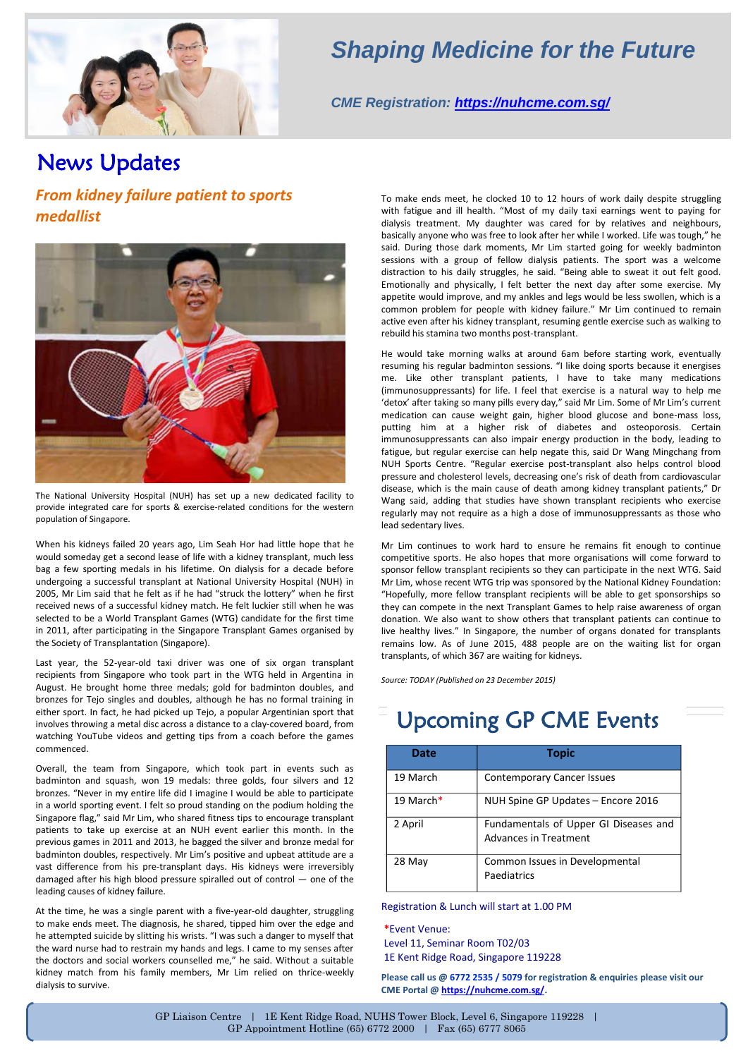# Shaping Medicine for the Future

*CME Registration: https://nuhcme.com.sg/*

# News Updates

## *From kidney failure patient to sports medallist*

The National University Hospital (NUH) has set up a new dedicated facility to provide integrated care for sports & exercise-related conditions for the western population of Singapore.

When his kidneys failed 20 years ago, Lim Seah Hor had little hope that he would someday get a second lease of life with a kidney transplant, much less bag a few sporting medals in his lifetime. On dialysis for a decade before undergoing a successful transplant at National University Hospital (NUH) in 2005, Mr Lim said that he felt as if he had "struck the lottery" when he first received news of a successful kidney match. He felt luckier still when he was selected to be a World Transplant Games (WTG) candidate for the first time in 2011, after participating in the Singapore Transplant Games organised by the Society of Transplantation (Singapore).

Last year, the 52-year-old taxi driver was one of six organ transplant recipients from Singapore who took part in the WTG held in Argentina in August. He brought home three medals; gold for badminton doubles, and bronzes for Tejo singles and doubles, although he has no formal training in either sport. In fact, he had picked up Tejo, a popular Argentinian sport that involves throwing a metal disc across a distance to a clay-covered board, from watching YouTube videos and getting tips from a coach before the games commenced.

Overall, the team from Singapore, which took part in events such as badminton and squash, won 19 medals: three golds, four silvers and 12 bronzes. "Never in my entire life did I imagine I would be able to participate in a world sporting event. I felt so proud standing on the podium holding the Singapore flag," said Mr Lim, who shared fitness tips to encourage transplant patients to take up exercise at an NUH event earlier this month. In the previous games in 2011 and 2013, he bagged the silver and bronze medal for badminton doubles, respectively. Mr Lim's positive and upbeat attitude are a vast difference from his pre-transplant days. His kidneys were irreversibly damaged after his high blood pressure spiralled out of control — one of the leading causes of kidney failure.

At the time, he was a single parent with a five-year-old daughter, struggling to make ends meet. The diagnosis, he shared, tipped him over the edge and he attempted suicide by slitting his wrists. "I was such a danger to myself that the ward nurse had to restrain my hands and legs. I came to my senses after the doctors and social workers counselled me," he said. Without a suitable kidney match from his family members, Mr Lim relied on thrice-weekly dialysis to survive.

To make ends meet, he clocked 10 to 12 hours of work daily despite struggling with fatigue and ill health. "Most of my daily taxi earnings went to paying for dialysis treatment. My daughter was cared for by relatives and neighbours, basically anyone who was free to look after her while I worked. Life was tough," he said. During those dark moments, Mr Lim started going for weekly badminton sessions with a group of fellow dialysis patients. The sport was a welcome distraction to his daily struggles, he said. "Being able to sweat it out felt good. Emotionally and physically, I felt better the next day after some exercise. My appetite would improve, and my ankles and legs would be less swollen, which is a common problem for people with kidney failure." Mr Lim continued to remain active even after his kidney transplant, resuming gentle exercise such as walking to rebuild his stamina two months post-transplant.

He would take morning walks at around 6am before starting work, eventually resuming his regular badminton sessions. "I like doing sports because it energises me. Like other transplant patients, I have to take many medications (immunosuppressants) for life. I feel that exercise is a natural way to help me 'detox' after taking so many pills every day," said Mr Lim. Some of Mr Lim's current medication can cause weight gain, higher blood glucose and bone-mass loss, putting him at a higher risk of diabetes and osteoporosis. Certain immunosuppressants can also impair energy production in the body, leading to fatigue, but regular exercise can help negate this, said Dr Wang Mingchang from NUH Sports Centre. "Regular exercise post-transplant also helps control blood pressure and cholesterol levels, decreasing one's risk of death from cardiovascular disease, which is the main cause of death among kidney transplant patients," Dr Wang said, adding that studies have shown transplant recipients who exercise regularly may not require as a high a dose of immunosuppressants as those who lead sedentary lives.

Mr Lim continues to work hard to ensure he remains fit enough to continue competitive sports. He also hopes that more organisations will come forward to sponsor fellow transplant recipients so they can participate in the next WTG. Said Mr Lim, whose recent WTG trip was sponsored by the National Kidney Foundation: "Hopefully, more fellow transplant recipients will be able to get sponsorships so they can compete in the next Transplant Games to help raise awareness of organ donation. We also want to show others that transplant patients can continue to live healthy lives." In Singapore, the number of organs donated for transplants remains low. As of June 2015, 488 people are on the waiting list for organ transplants, of which 367 are waiting for kidneys.

*Source: TODAY (Published on 23 December 2015)*

# Upcoming GP CME Events

| Date | Topic |
|---|---|
| 19 March | Contemporary Cancer Issues |
| 19 March* | NUH Spine GP Updates – Encore 2016 |
| 2 April | Fundamentals of Upper GI Diseases and Advances in Treatment |
| 28 May | Common Issues in Developmental Paediatrics |

Registration & Lunch will start at 1.00 PM

*Event Venue:
Level 11, Seminar Room T02/03
1E Kent Ridge Road, Singapore 119228

**Please call us @ 6772 2535 / 5079 for registration & enquiries please visit our CME Portal @ https://nuhcme.com.sg/.**

GP Liaison Centre | 1E Kent Ridge Road, NUHS Tower Block, Level 6, Singapore 119228 | GP Appointment Hotline (65) 6772 2000 | Fax (65) 6777 8065